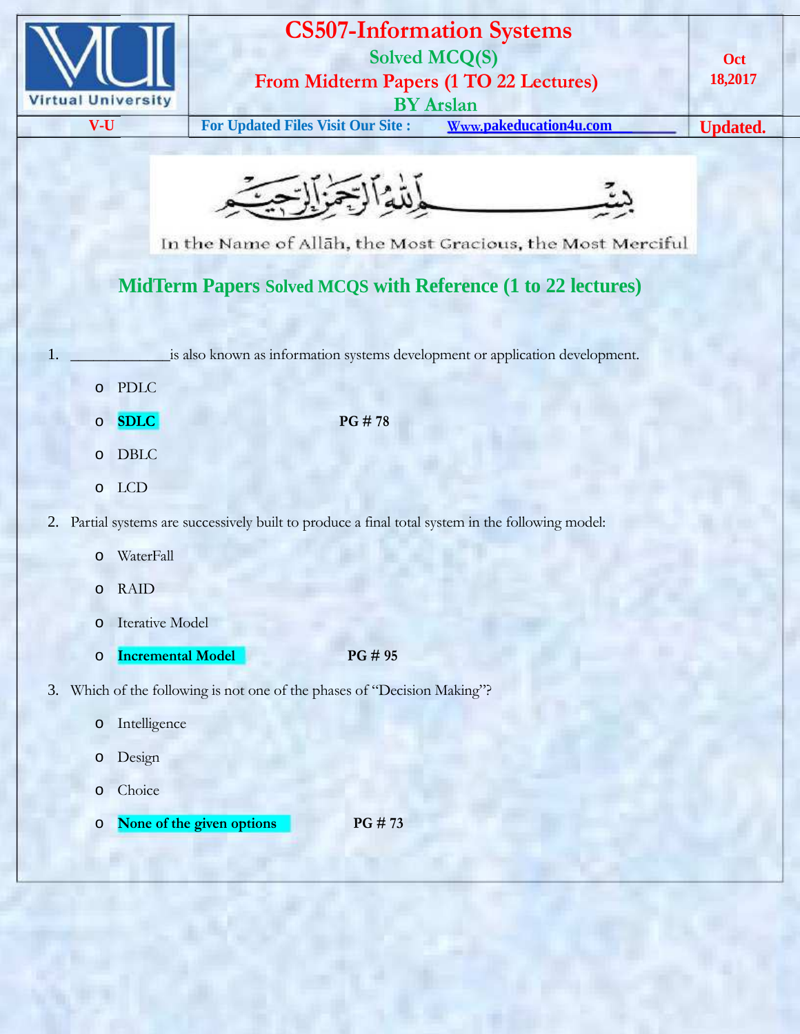# CS507-Information Systems

## Solved MCQ(S)

## From Midterm Papers (1 TO 22 Lectures)

## BY Arslan

Oct 18,2017

V-U | For Updated Files Visit Our Site : Www.pakeducation4u.com | Updated.

In the Name of Allāh, the Most Gracious, the Most Merciful

## MidTerm Papers Solved MCQS with Reference (1 to 22 lectures)

1. ____________is also known as information systems development or application development.
   - PDLC
   - **SDLC** PG # 78
   - DBLC
   - LCD

2. Partial systems are successively built to produce a final total system in the following model:
   - WaterFall
   - RAID
   - Iterative Model
   - **Incremental Model** PG # 95

3. Which of the following is not one of the phases of "Decision Making"?
   - Intelligence
   - Design
   - Choice
   - **None of the given options** PG # 73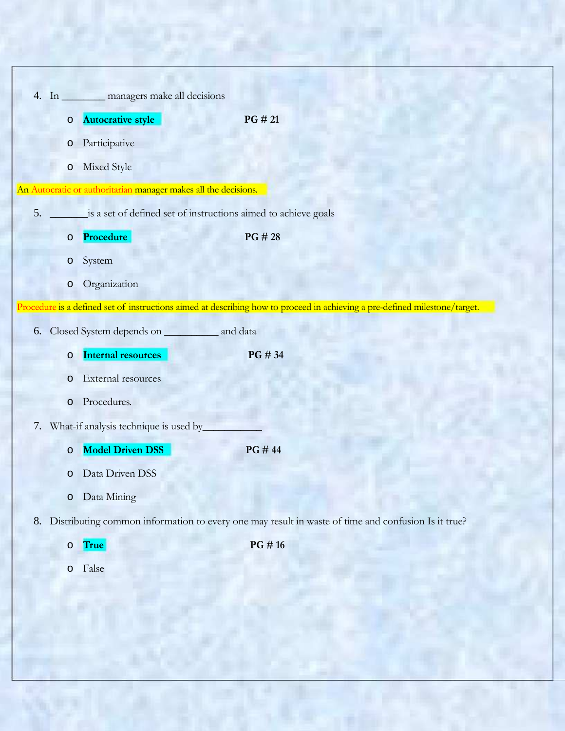4. In ________ managers make all decisions

   - **Autocrative style** **PG # 21**
   - Participative
   - Mixed Style

An Autocratic or authoritarian manager makes all the decisions.

5. _______is a set of defined set of instructions aimed to achieve goals

   - **Procedure** **PG # 28**
   - System
   - Organization

Procedure is a defined set of instructions aimed at describing how to proceed in achieving a pre-defined milestone/target.

6. Closed System depends on __________ and data

   - **Internal resources** **PG # 34**
   - External resources
   - Procedures.

7. What-if analysis technique is used by___________

   - **Model Driven DSS** **PG # 44**
   - Data Driven DSS
   - Data Mining

8. Distributing common information to every one may result in waste of time and confusion Is it true?

   - **True** **PG # 16**
   - False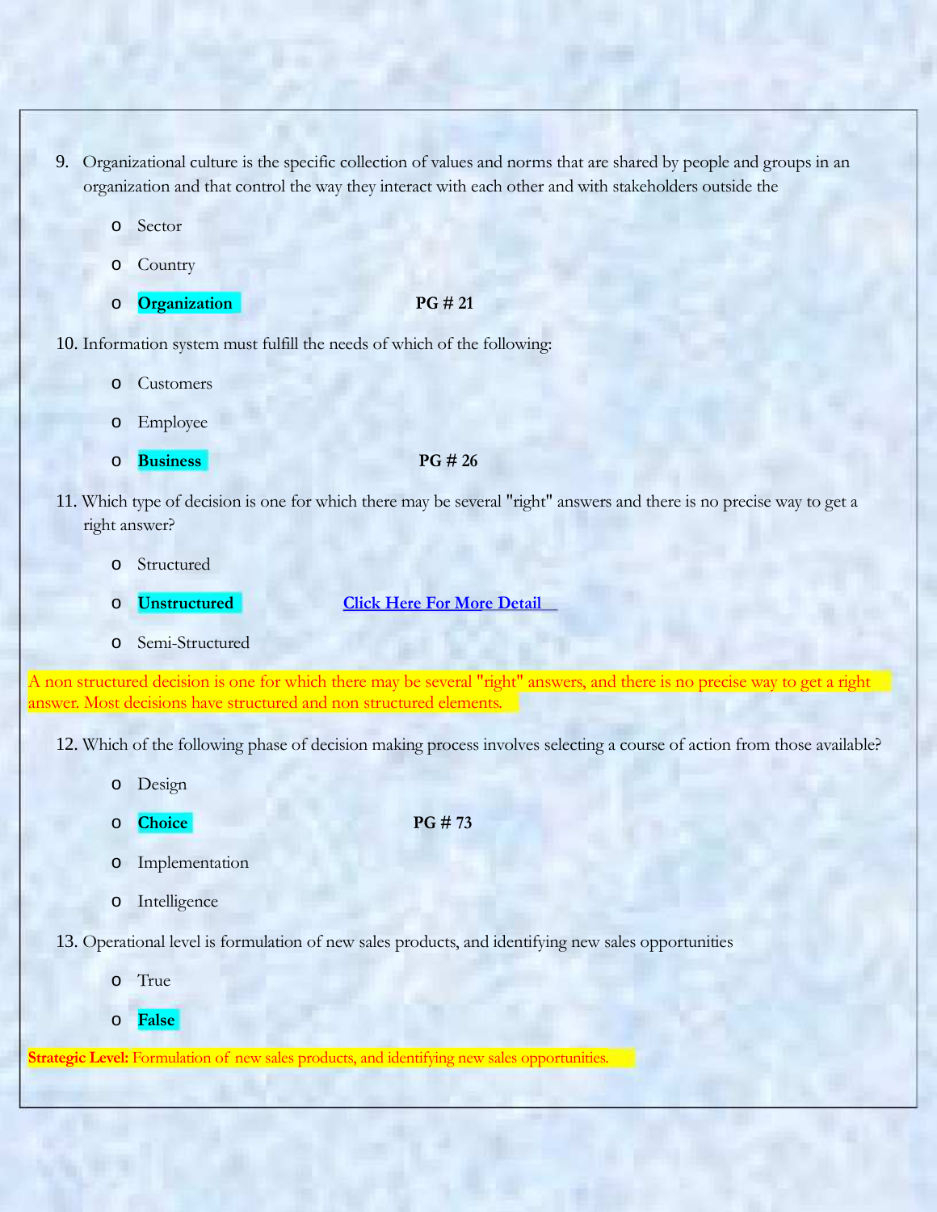9. Organizational culture is the specific collection of values and norms that are shared by people and groups in an organization and that control the way they interact with each other and with stakeholders outside the

   - Sector
   - Country
   - **Organization** **PG # 21**

10. Information system must fulfill the needs of which of the following:

    - Customers
    - Employee
    - **Business** **PG # 26**

11. Which type of decision is one for which there may be several "right" answers and there is no precise way to get a right answer?

    - Structured
    - **Unstructured** **Click Here For More Detail**
    - Semi-Structured

A non structured decision is one for which there may be several "right" answers, and there is no precise way to get a right answer. Most decisions have structured and non structured elements.

12. Which of the following phase of decision making process involves selecting a course of action from those available?

    - Design
    - **Choice** **PG # 73**
    - Implementation
    - Intelligence

13. Operational level is formulation of new sales products, and identifying new sales opportunities

    - True
    - **False**

**Strategic Level:** Formulation of new sales products, and identifying new sales opportunities.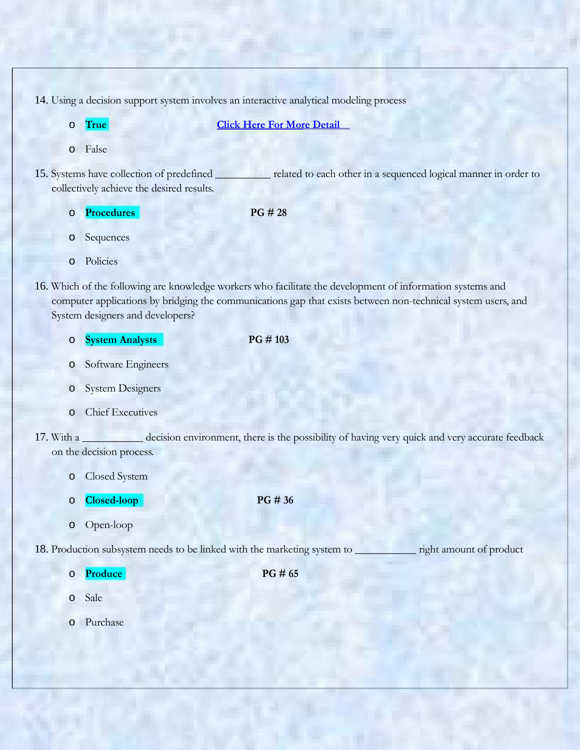14. Using a decision support system involves an interactive analytical modeling process

- **True** Click Here For More Detail
- False

15. Systems have collection of predefined __________ related to each other in a sequenced logical manner in order to collectively achieve the desired results.

- **Procedures** **PG # 28**
- Sequences
- Policies

16. Which of the following are knowledge workers who facilitate the development of information systems and computer applications by bridging the communications gap that exists between non-technical system users, and System designers and developers?

- **System Analysts** **PG # 103**
- Software Engineers
- System Designers
- Chief Executives

17. With a ___________ decision environment, there is the possibility of having very quick and very accurate feedback on the decision process.

- Closed System
- **Closed-loop** **PG # 36**
- Open-loop

18. Production subsystem needs to be linked with the marketing system to ___________ right amount of product

- **Produce** **PG # 65**
- Sale
- Purchase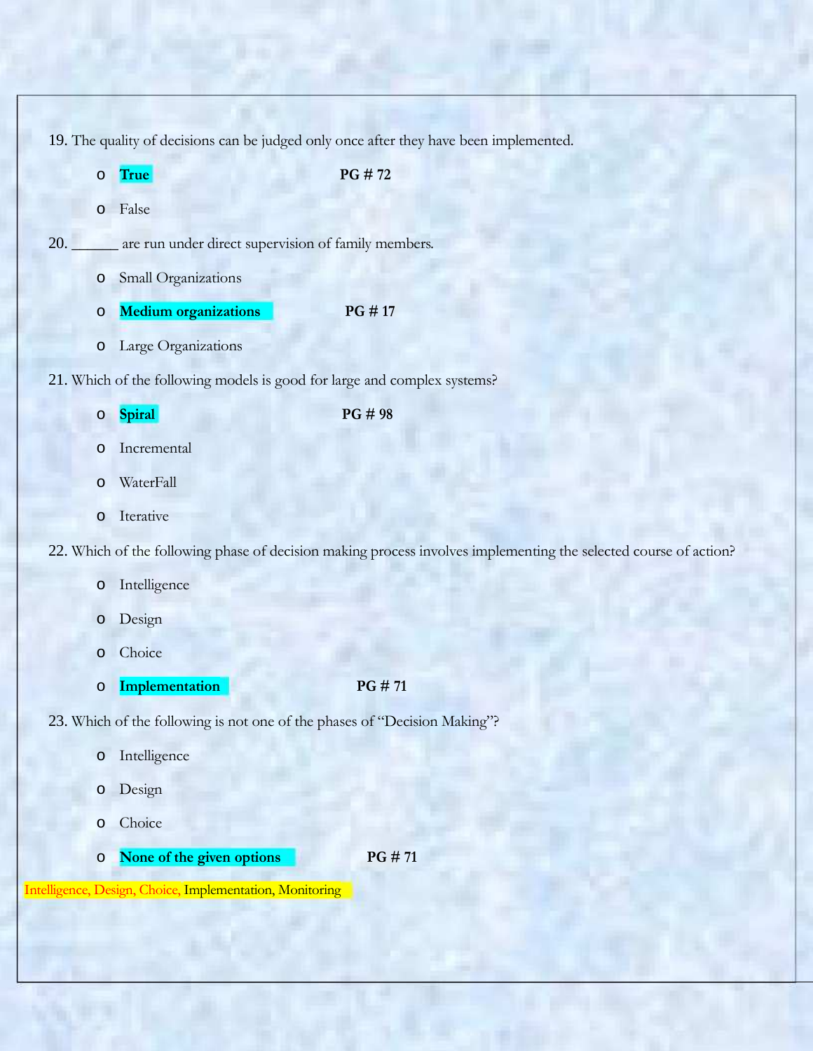19. The quality of decisions can be judged only once after they have been implemented.

- **True** **PG # 72**
- False

20. ______ are run under direct supervision of family members.

- Small Organizations
- **Medium organizations** **PG # 17**
- Large Organizations

21. Which of the following models is good for large and complex systems?

- **Spiral** **PG # 98**
- Incremental
- WaterFall
- Iterative

22. Which of the following phase of decision making process involves implementing the selected course of action?

- Intelligence
- Design
- Choice
- **Implementation** **PG # 71**

23. Which of the following is not one of the phases of "Decision Making"?

- Intelligence
- Design
- Choice
- **None of the given options** **PG # 71**

Intelligence, Design, Choice, Implementation, Monitoring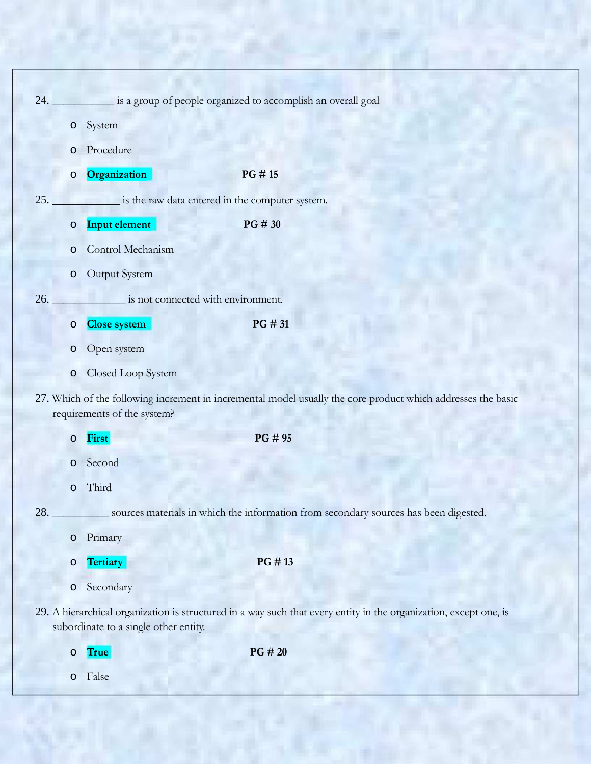24. ___________ is a group of people organized to accomplish an overall goal

    - System
    - Procedure
    - **Organization** **PG # 15**

25. ____________ is the raw data entered in the computer system.

    - **Input element** **PG # 30**
    - Control Mechanism
    - Output System

26. _____________ is not connected with environment.

    - **Close system** **PG # 31**
    - Open system
    - Closed Loop System

27. Which of the following increment in incremental model usually the core product which addresses the basic requirements of the system?

    - **First** **PG # 95**
    - Second
    - Third

28. __________ sources materials in which the information from secondary sources has been digested.

    - Primary
    - **Tertiary** **PG # 13**
    - Secondary

29. A hierarchical organization is structured in a way such that every entity in the organization, except one, is subordinate to a single other entity.

    - **True** **PG # 20**
    - False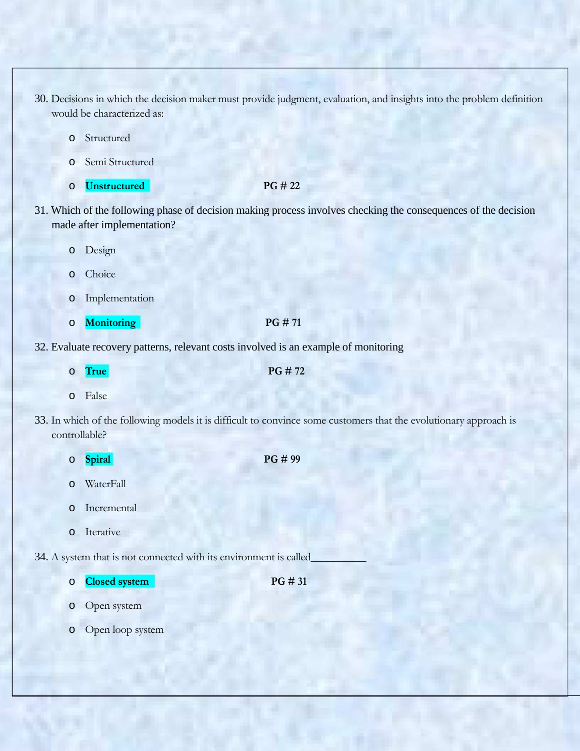30. Decisions in which the decision maker must provide judgment, evaluation, and insights into the problem definition would be characterized as:

   - Structured
   - Semi Structured
   - **Unstructured** **PG # 22**

31. Which of the following phase of decision making process involves checking the consequences of the decision made after implementation?

   - Design
   - Choice
   - Implementation
   - **Monitoring** **PG # 71**

32. Evaluate recovery patterns, relevant costs involved is an example of monitoring

   - **True** **PG # 72**
   - False

33. In which of the following models it is difficult to convince some customers that the evolutionary approach is controllable?

   - **Spiral** **PG # 99**
   - WaterFall
   - Incremental
   - Iterative

34. A system that is not connected with its environment is called__________

   - **Closed system** **PG # 31**
   - Open system
   - Open loop system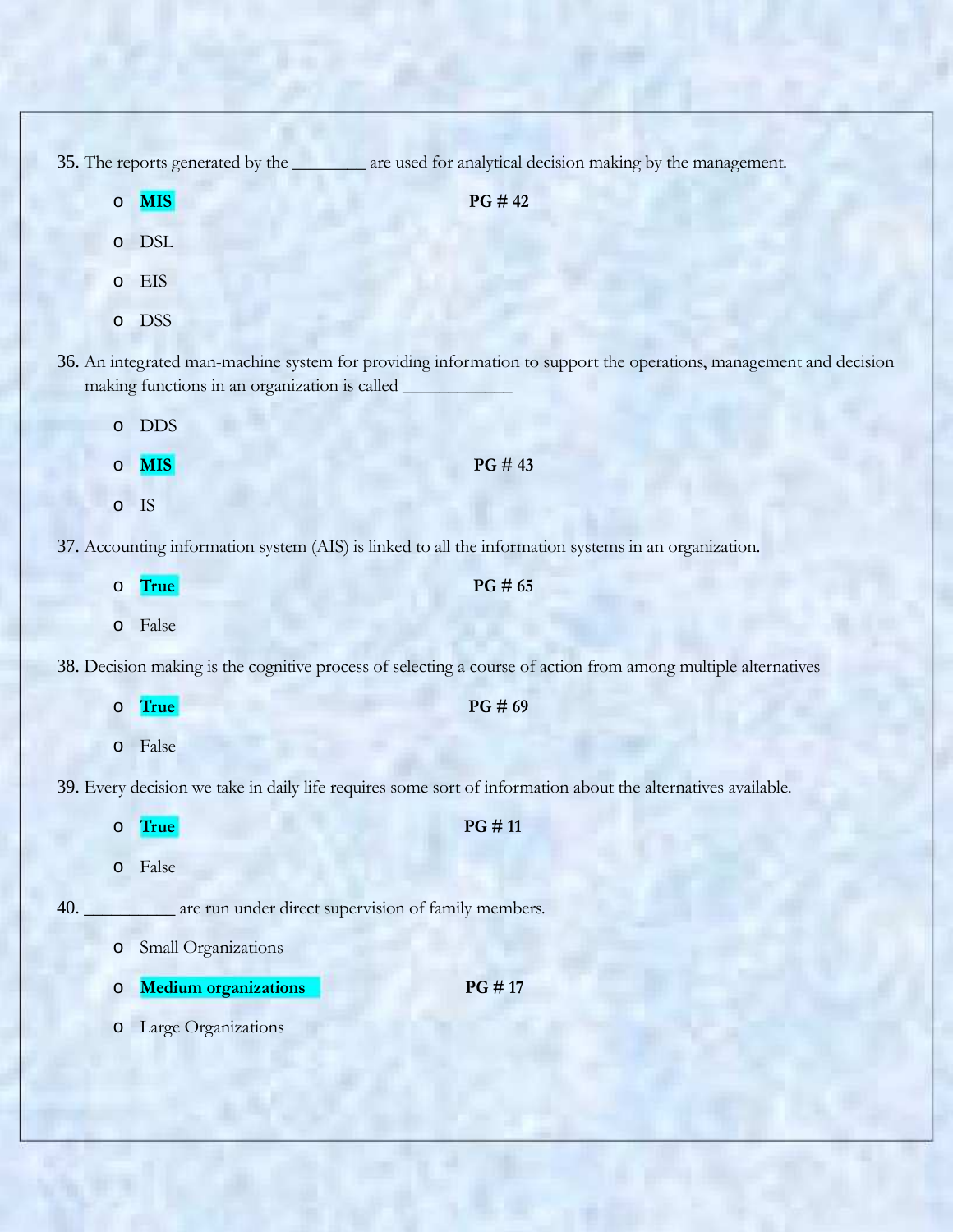35. The reports generated by the ________ are used for analytical decision making by the management.

- **MIS** **PG # 42**
- DSL
- EIS
- DSS

36. An integrated man-machine system for providing information to support the operations, management and decision making functions in an organization is called ___________

- DDS
- **MIS** **PG # 43**
- IS

37. Accounting information system (AIS) is linked to all the information systems in an organization.

- **True** **PG # 65**
- False

38. Decision making is the cognitive process of selecting a course of action from among multiple alternatives

- **True** **PG # 69**
- False

39. Every decision we take in daily life requires some sort of information about the alternatives available.

- **True** **PG # 11**
- False

40. __________ are run under direct supervision of family members.

- Small Organizations
- **Medium organizations** **PG # 17**
- Large Organizations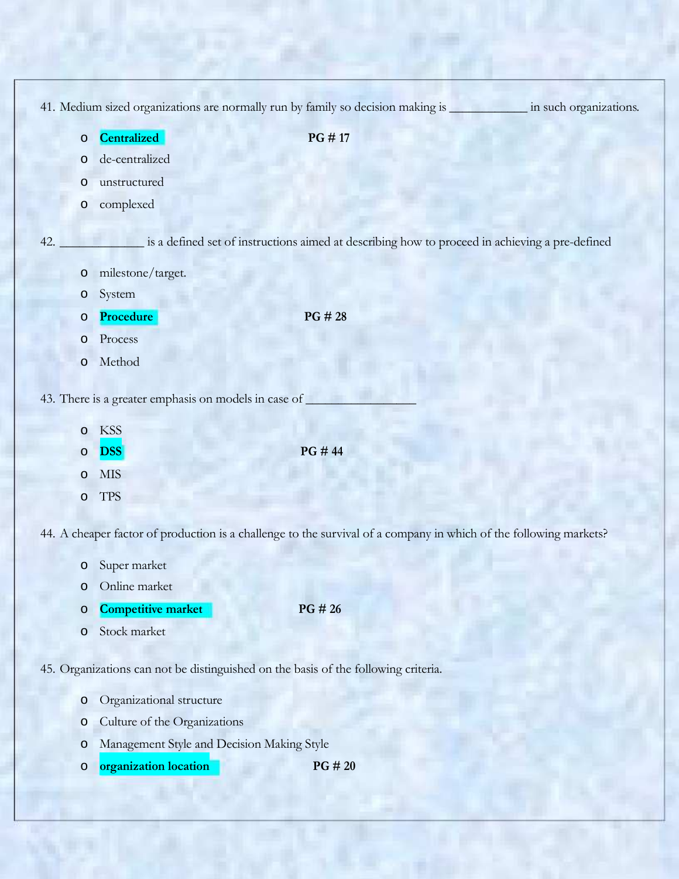41. Medium sized organizations are normally run by family so decision making is ____________ in such organizations.

- **Centralized** **PG # 17**
- de-centralized
- unstructured
- complexed

42. _____________ is a defined set of instructions aimed at describing how to proceed in achieving a pre-defined

- milestone/target.
- System
- **Procedure** **PG # 28**
- Process
- Method

43. There is a greater emphasis on models in case of _________________

- KSS
- **DSS** **PG # 44**
- MIS
- TPS

44. A cheaper factor of production is a challenge to the survival of a company in which of the following markets?

- Super market
- Online market
- **Competitive market** **PG # 26**
- Stock market

45. Organizations can not be distinguished on the basis of the following criteria.

- Organizational structure
- Culture of the Organizations
- Management Style and Decision Making Style
- **organization location** **PG # 20**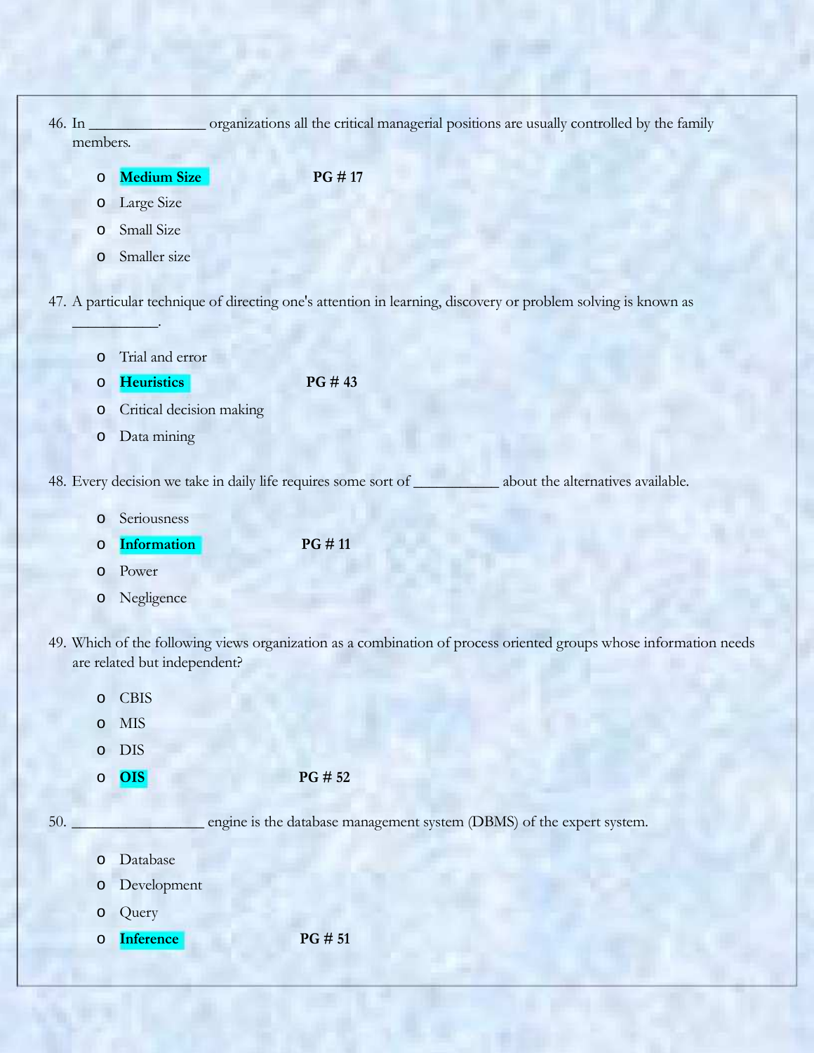46. In _______________ organizations all the critical managerial positions are usually controlled by the family members.

    - **Medium Size** PG # 17
    - Large Size
    - Small Size
    - Smaller size

47. A particular technique of directing one's attention in learning, discovery or problem solving is known as ___________.

    - Trial and error
    - **Heuristics** PG # 43
    - Critical decision making
    - Data mining

48. Every decision we take in daily life requires some sort of ___________ about the alternatives available.

    - Seriousness
    - **Information** PG # 11
    - Power
    - Negligence

49. Which of the following views organization as a combination of process oriented groups whose information needs are related but independent?

    - CBIS
    - MIS
    - DIS
    - **OIS** PG # 52

50. _________________ engine is the database management system (DBMS) of the expert system.

    - Database
    - Development
    - Query
    - **Inference** PG # 51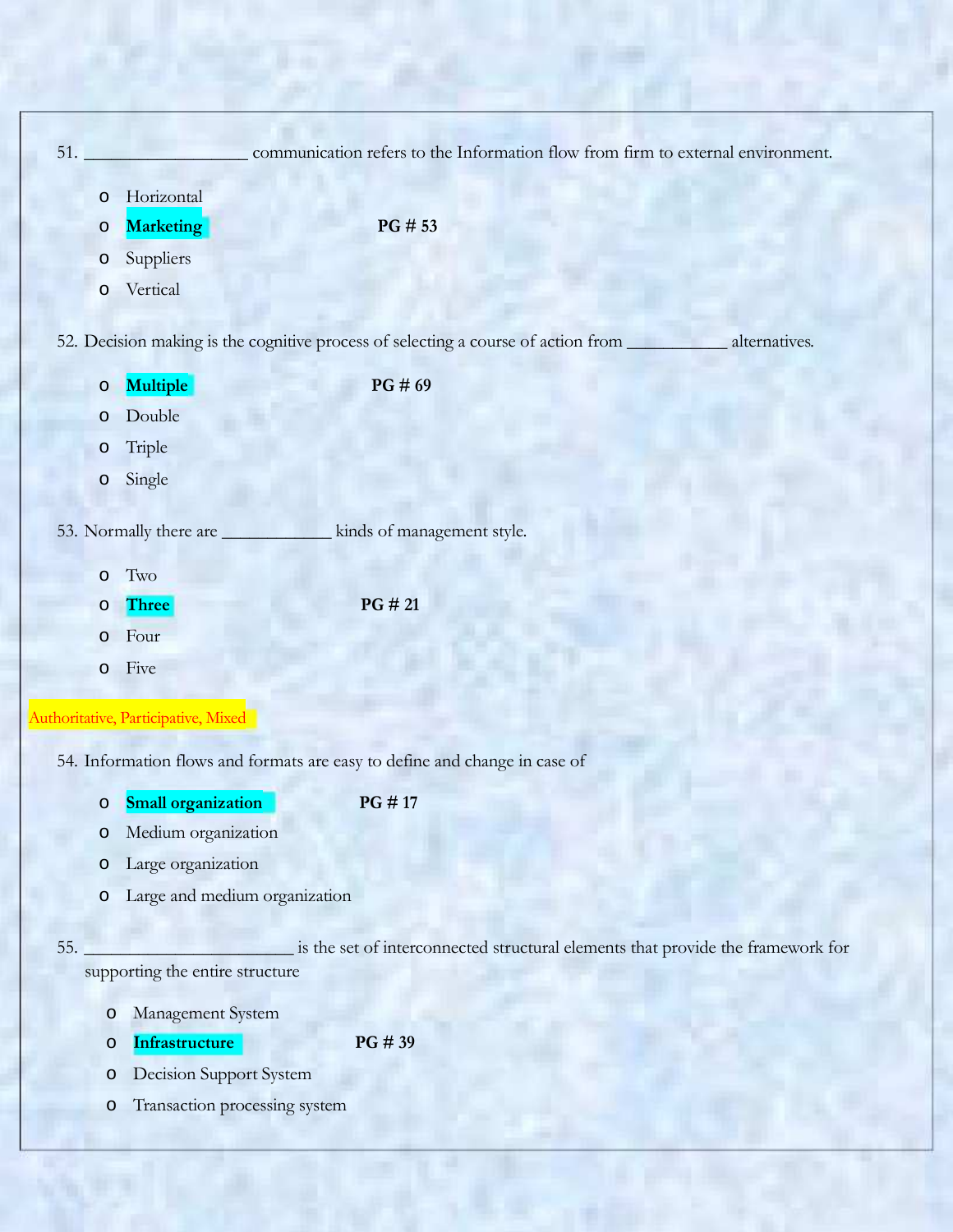51. __________________ communication refers to the Information flow from firm to external environment.

- Horizontal
- **Marketing** **PG # 53**
- Suppliers
- Vertical

52. Decision making is the cognitive process of selecting a course of action from ___________ alternatives.

- **Multiple** **PG # 69**
- Double
- Triple
- Single

53. Normally there are ____________ kinds of management style.

- Two
- **Three** **PG # 21**
- Four
- Five

Authoritative, Participative, Mixed

54. Information flows and formats are easy to define and change in case of

- **Small organization** **PG # 17**
- Medium organization
- Large organization
- Large and medium organization

55. _______________________ is the set of interconnected structural elements that provide the framework for supporting the entire structure

- Management System
- **Infrastructure** **PG # 39**
- Decision Support System
- Transaction processing system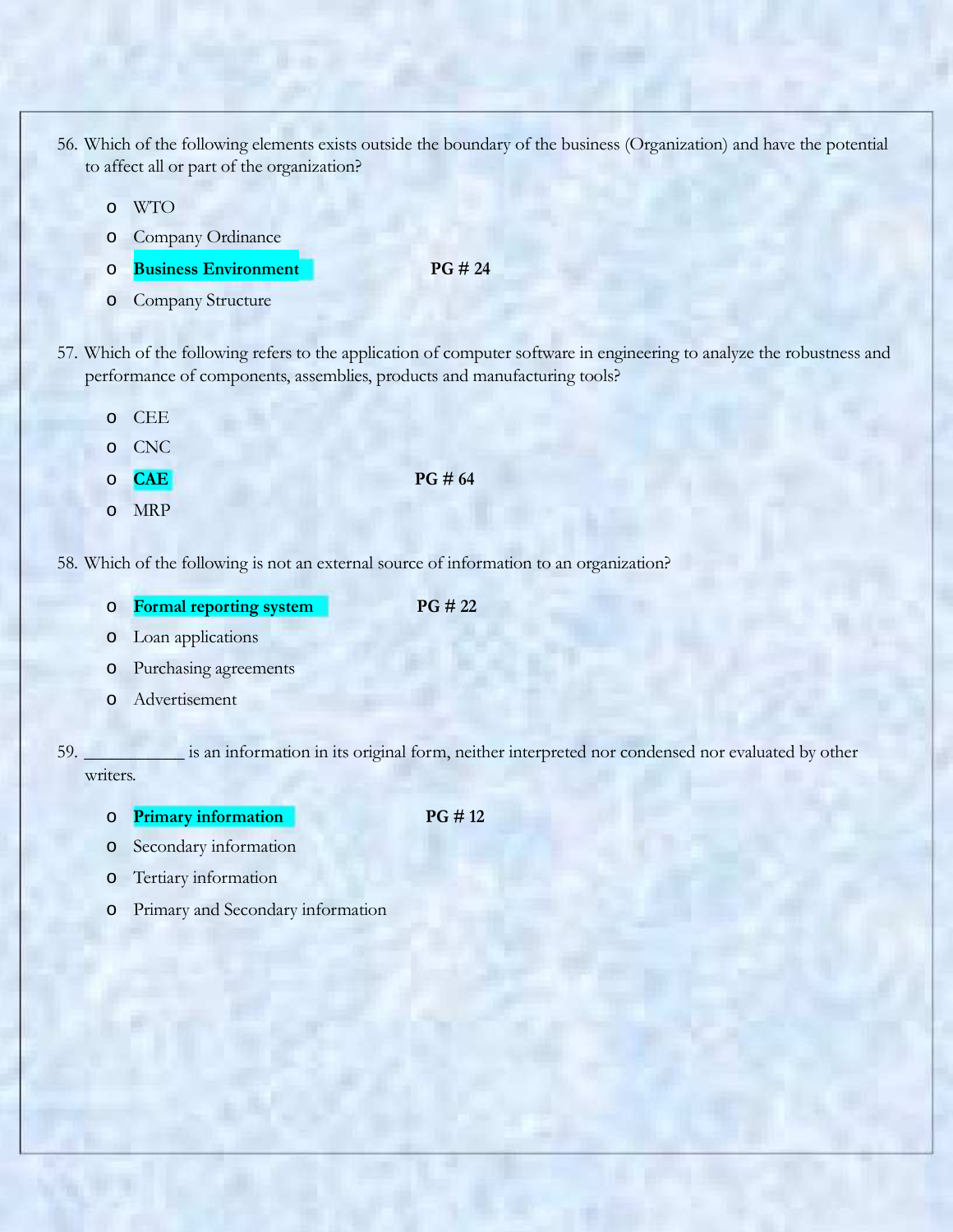56. Which of the following elements exists outside the boundary of the business (Organization) and have the potential to affect all or part of the organization?

   - WTO
   - Company Ordinance
   - **Business Environment** **PG # 24**
   - Company Structure

57. Which of the following refers to the application of computer software in engineering to analyze the robustness and performance of components, assemblies, products and manufacturing tools?

   - CEE
   - CNC
   - **CAE** **PG # 64**
   - MRP

58. Which of the following is not an external source of information to an organization?

   - **Formal reporting system** **PG # 22**
   - Loan applications
   - Purchasing agreements
   - Advertisement

59. __________ is an information in its original form, neither interpreted nor condensed nor evaluated by other writers.

   - **Primary information** **PG # 12**
   - Secondary information
   - Tertiary information
   - Primary and Secondary information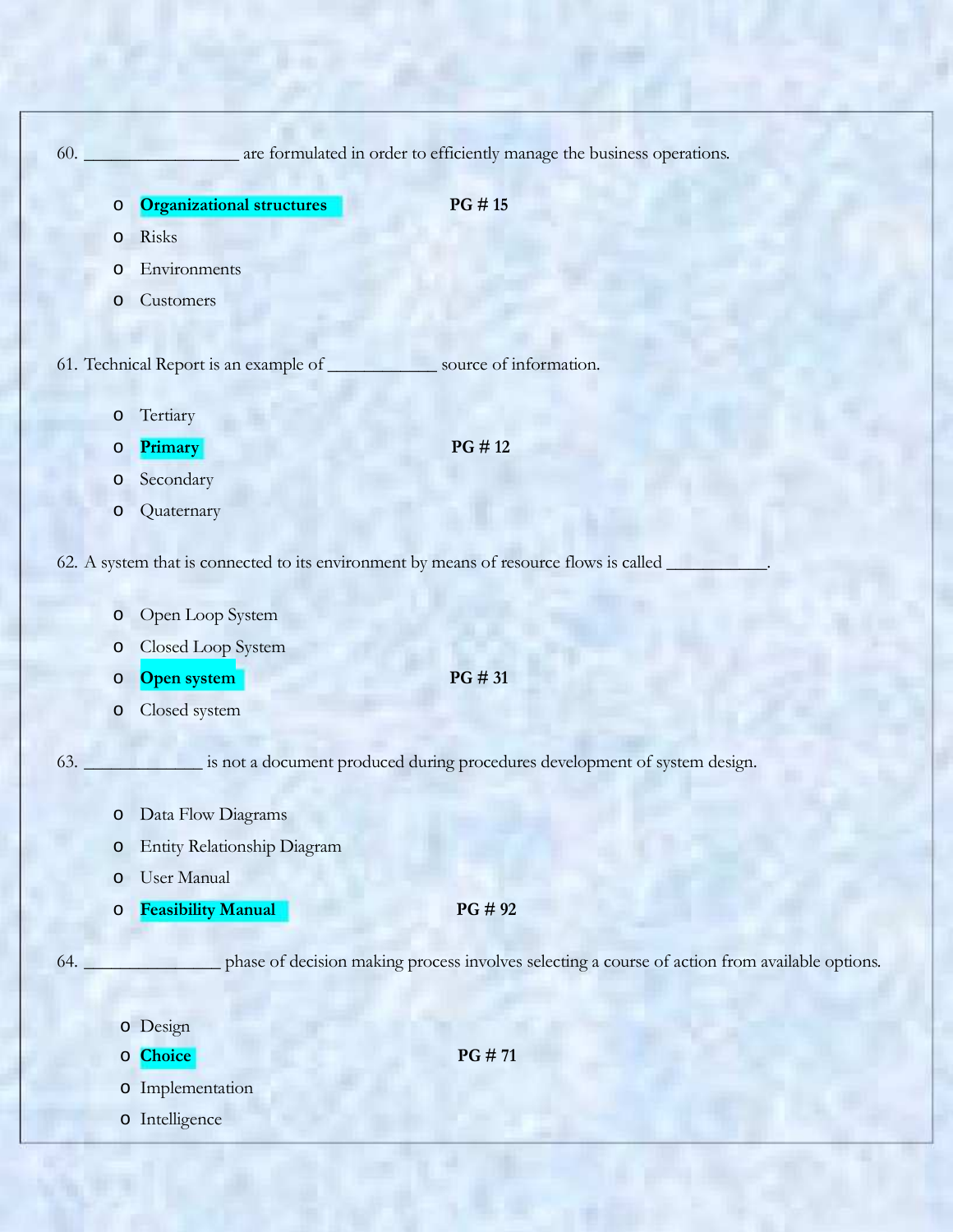60. _________________ are formulated in order to efficiently manage the business operations.

- **Organizational structures** **PG # 15**
- Risks
- Environments
- Customers

61. Technical Report is an example of ____________ source of information.

- Tertiary
- **Primary** **PG # 12**
- Secondary
- Quaternary

62. A system that is connected to its environment by means of resource flows is called ___________.

- Open Loop System
- Closed Loop System
- **Open system** **PG # 31**
- Closed system

63. _____________ is not a document produced during procedures development of system design.

- Data Flow Diagrams
- Entity Relationship Diagram
- User Manual
- **Feasibility Manual** **PG # 92**

64. _______________ phase of decision making process involves selecting a course of action from available options.

- Design
- **Choice** **PG # 71**
- Implementation
- Intelligence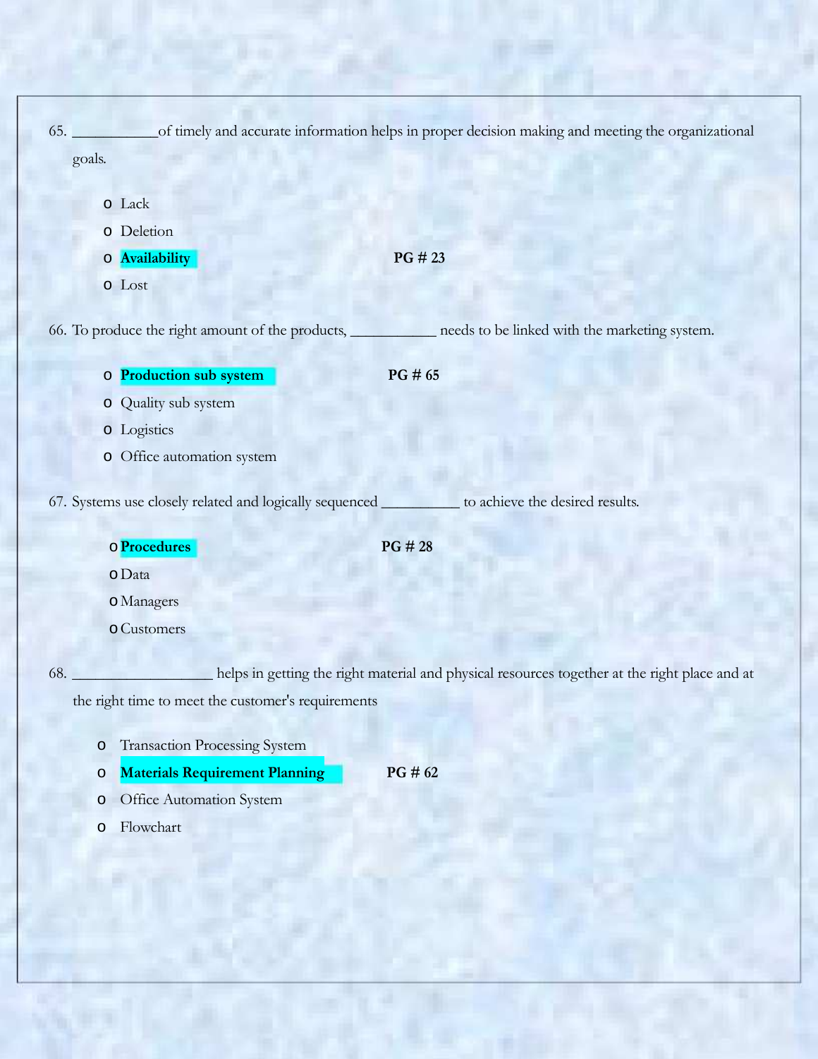65. ___________of timely and accurate information helps in proper decision making and meeting the organizational goals.

- Lack
- Deletion
- **Availability** **PG # 23**
- Lost

66. To produce the right amount of the products, ___________ needs to be linked with the marketing system.

- **Production sub system** **PG # 65**
- Quality sub system
- Logistics
- Office automation system

67. Systems use closely related and logically sequenced __________ to achieve the desired results.

- **Procedures** **PG # 28**
- Data
- Managers
- Customers

68. __________________ helps in getting the right material and physical resources together at the right place and at the right time to meet the customer's requirements

- Transaction Processing System
- **Materials Requirement Planning** **PG # 62**
- Office Automation System
- Flowchart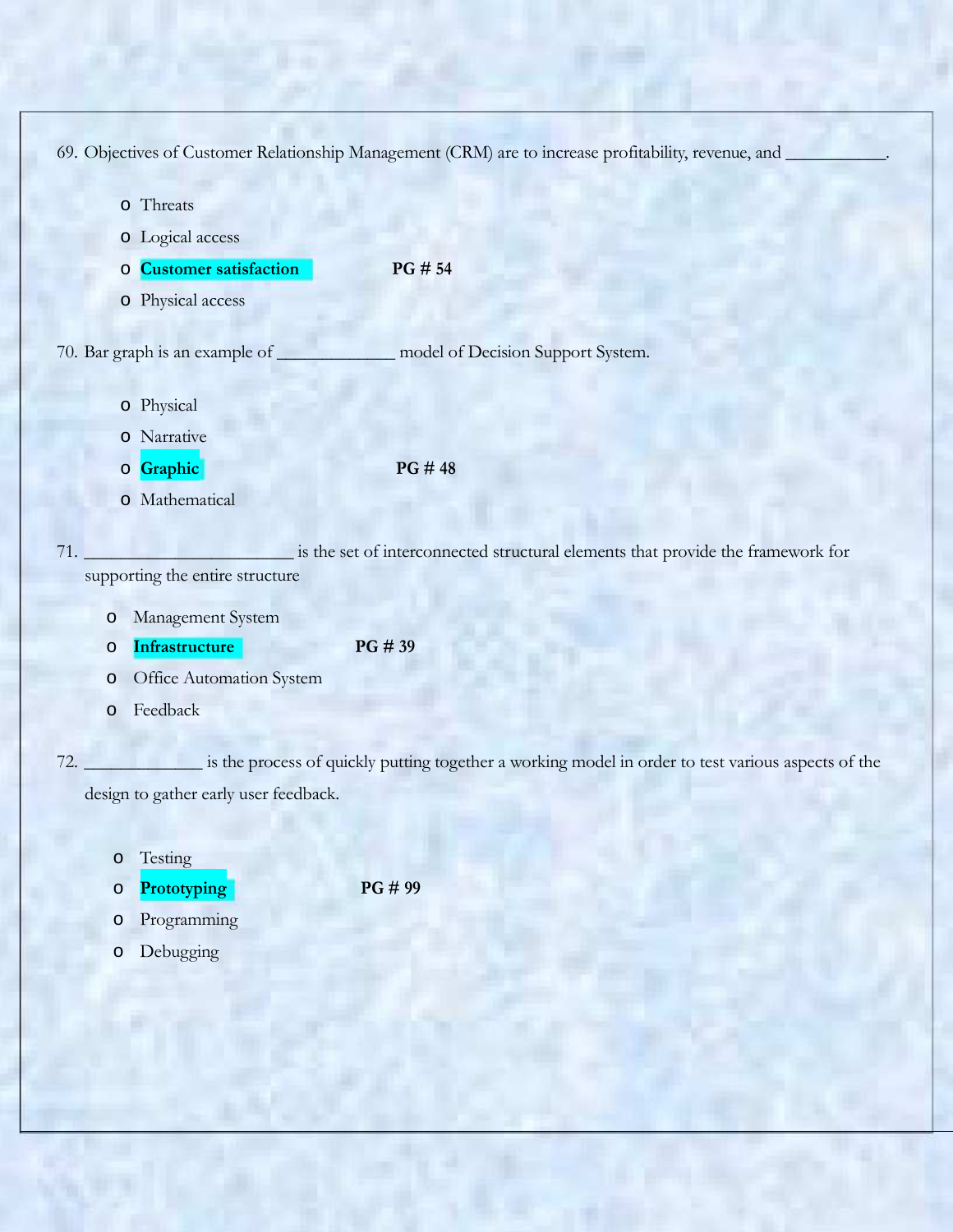69. Objectives of Customer Relationship Management (CRM) are to increase profitability, revenue, and ___________.

- Threats
- Logical access
- **Customer satisfaction** **PG # 54**
- Physical access

70. Bar graph is an example of _____________ model of Decision Support System.

- Physical
- Narrative
- **Graphic** **PG # 48**
- Mathematical

71. _______________________ is the set of interconnected structural elements that provide the framework for supporting the entire structure

- Management System
- **Infrastructure** **PG # 39**
- Office Automation System
- Feedback

72. _____________ is the process of quickly putting together a working model in order to test various aspects of the design to gather early user feedback.

- Testing
- **Prototyping** **PG # 99**
- Programming
- Debugging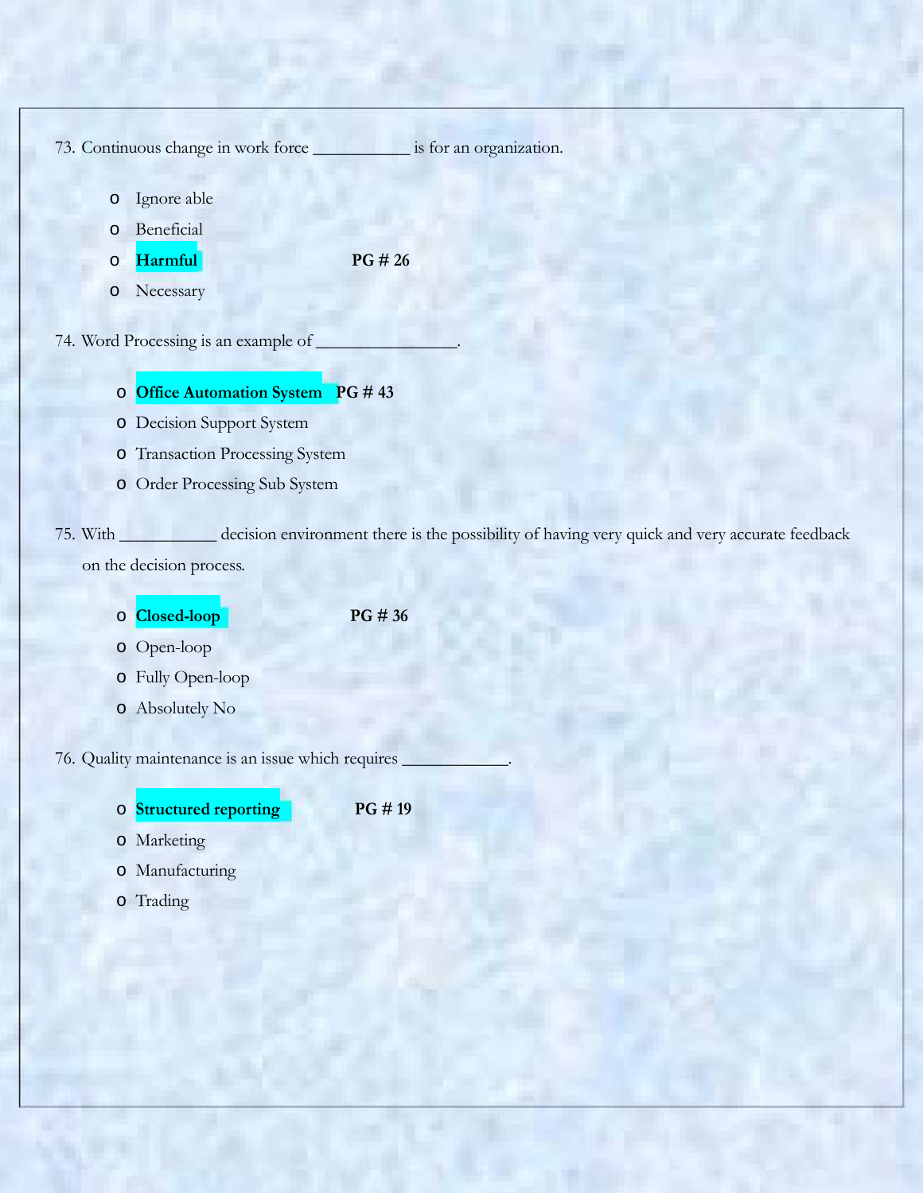73. Continuous change in work force ___________ is for an organization.

- Ignore able
- Beneficial
- **Harmful** **PG # 26**
- Necessary

74. Word Processing is an example of ________________.

- **Office Automation System** **PG # 43**
- Decision Support System
- Transaction Processing System
- Order Processing Sub System

75. With ___________ decision environment there is the possibility of having very quick and very accurate feedback on the decision process.

- **Closed-loop** **PG # 36**
- Open-loop
- Fully Open-loop
- Absolutely No

76. Quality maintenance is an issue which requires ____________.

- **Structured reporting** **PG # 19**
- Marketing
- Manufacturing
- Trading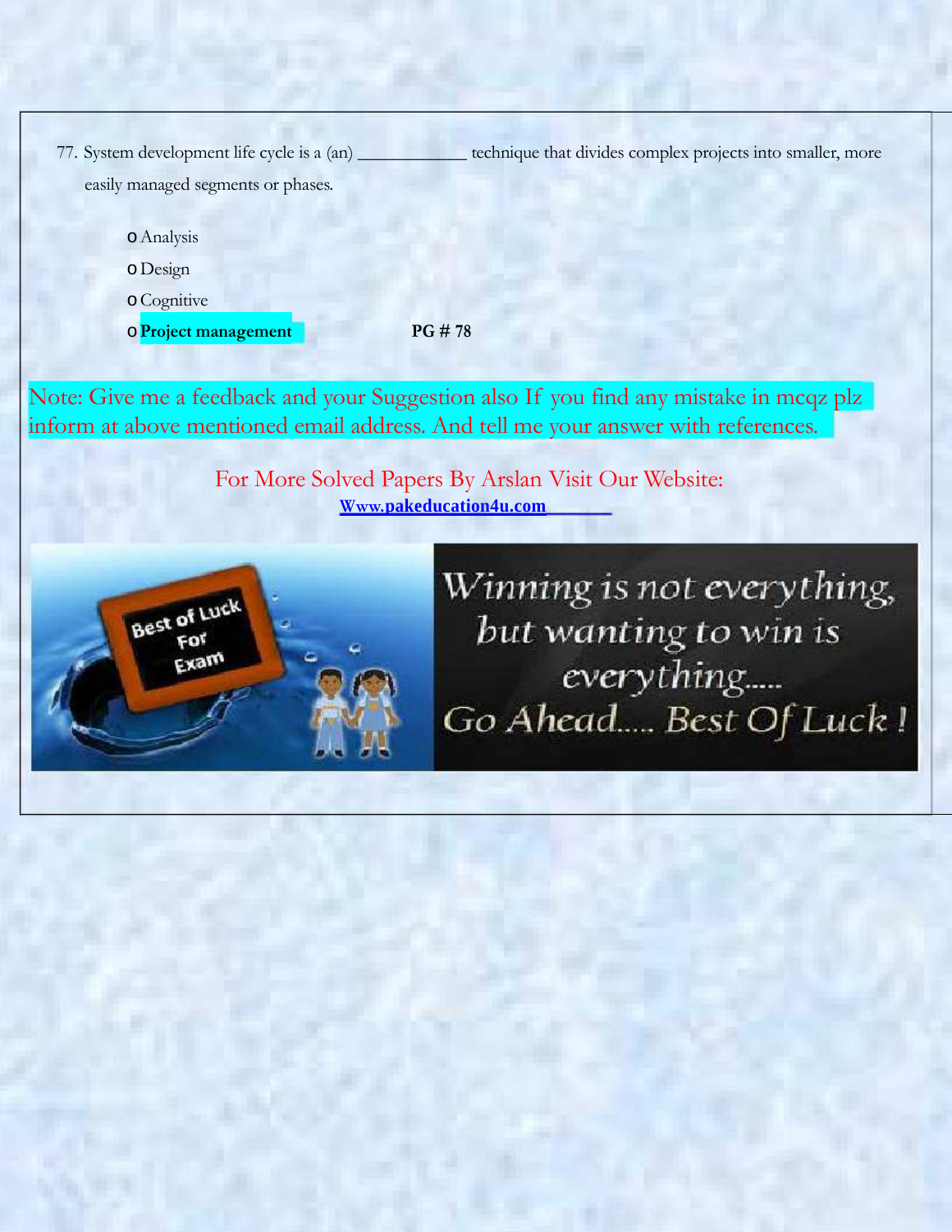77. System development life cycle is a (an) ___________ technique that divides complex projects into smaller, more easily managed segments or phases.

- o Analysis
- o Design
- o Cognitive
- o **Project management** **PG # 78**

Note: Give me a feedback and your Suggestion also If you find any mistake in mcqz plz inform at above mentioned email address. And tell me your answer with references.

For More Solved Papers By Arslan Visit Our Website:

**Www.pakeducation4u.com**